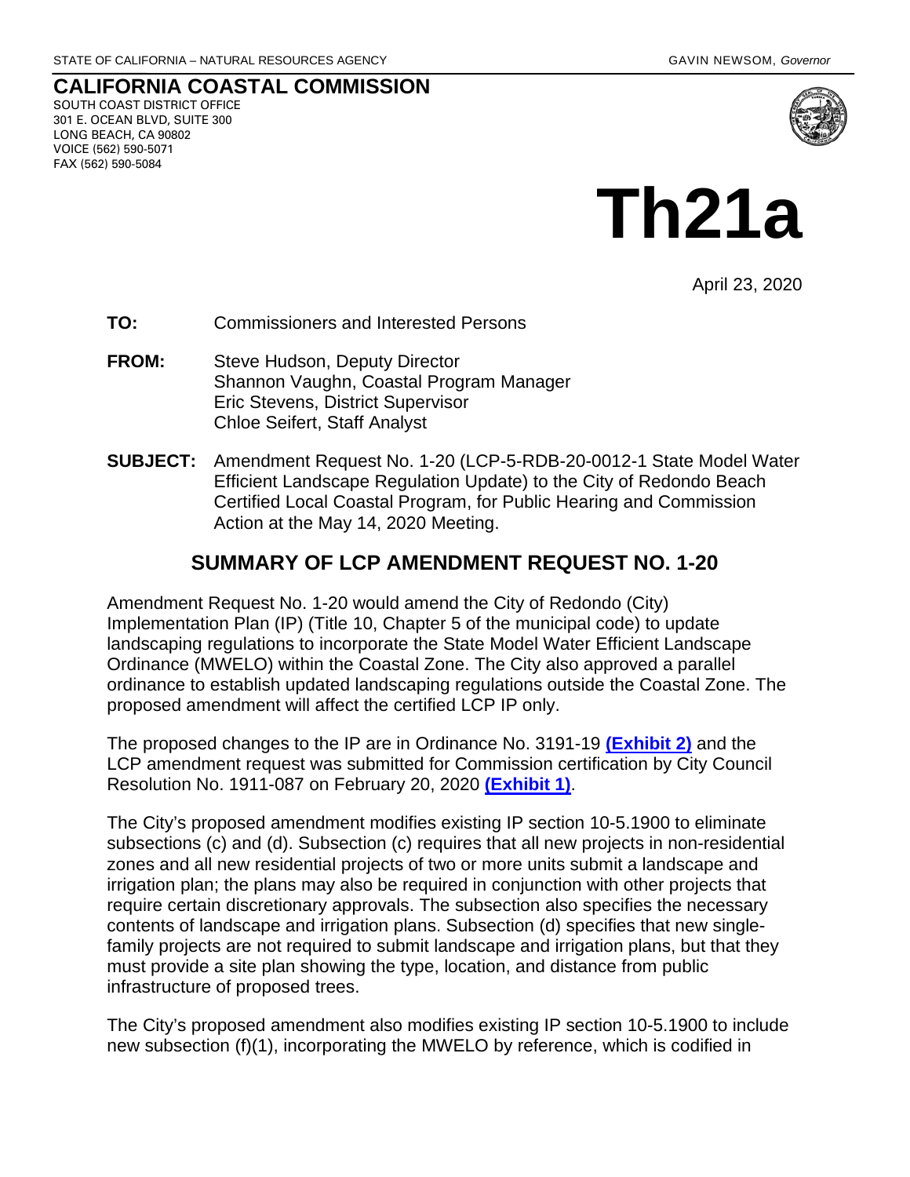STATE OF CALIFORNIA – NATURAL RESOURCES AGENCY GAVIN NEWSOM, *Governor*

**CALIFORNIA COASTAL COMMISSION**
SOUTH COAST DISTRICT OFFICE
301 E. OCEAN BLVD, SUITE 300
LONG BEACH, CA 90802
VOICE (562) 590-5071
FAX (562) 590-5084

# Th21a

April 23, 2020

**TO:** Commissioners and Interested Persons

**FROM:** Steve Hudson, Deputy Director
Shannon Vaughn, Coastal Program Manager
Eric Stevens, District Supervisor
Chloe Seifert, Staff Analyst

**SUBJECT:** Amendment Request No. 1-20 (LCP-5-RDB-20-0012-1 State Model Water Efficient Landscape Regulation Update) to the City of Redondo Beach Certified Local Coastal Program, for Public Hearing and Commission Action at the May 14, 2020 Meeting.

## SUMMARY OF LCP AMENDMENT REQUEST NO. 1-20

Amendment Request No. 1-20 would amend the City of Redondo (City) Implementation Plan (IP) (Title 10, Chapter 5 of the municipal code) to update landscaping regulations to incorporate the State Model Water Efficient Landscape Ordinance (MWELO) within the Coastal Zone. The City also approved a parallel ordinance to establish updated landscaping regulations outside the Coastal Zone. The proposed amendment will affect the certified LCP IP only.

The proposed changes to the IP are in Ordinance No. 3191-19 **(Exhibit 2)** and the LCP amendment request was submitted for Commission certification by City Council Resolution No. 1911-087 on February 20, 2020 **(Exhibit 1)**.

The City's proposed amendment modifies existing IP section 10-5.1900 to eliminate subsections (c) and (d). Subsection (c) requires that all new projects in non-residential zones and all new residential projects of two or more units submit a landscape and irrigation plan; the plans may also be required in conjunction with other projects that require certain discretionary approvals. The subsection also specifies the necessary contents of landscape and irrigation plans. Subsection (d) specifies that new single-family projects are not required to submit landscape and irrigation plans, but that they must provide a site plan showing the type, location, and distance from public infrastructure of proposed trees.

The City's proposed amendment also modifies existing IP section 10-5.1900 to include new subsection (f)(1), incorporating the MWELO by reference, which is codified in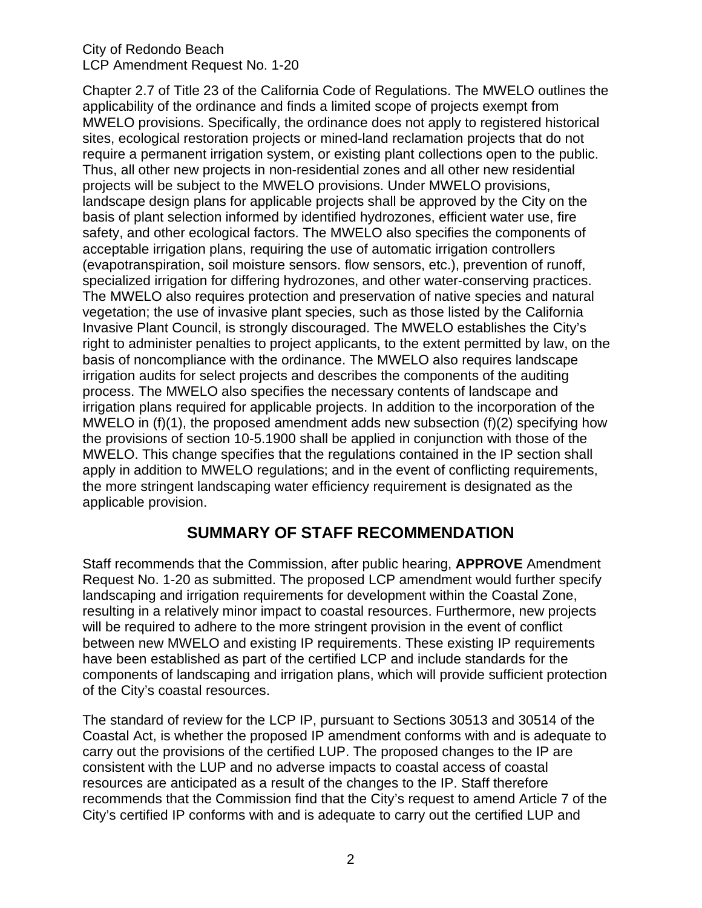Chapter 2.7 of Title 23 of the California Code of Regulations. The MWELO outlines the applicability of the ordinance and finds a limited scope of projects exempt from MWELO provisions. Specifically, the ordinance does not apply to registered historical sites, ecological restoration projects or mined-land reclamation projects that do not require a permanent irrigation system, or existing plant collections open to the public. Thus, all other new projects in non-residential zones and all other new residential projects will be subject to the MWELO provisions. Under MWELO provisions, landscape design plans for applicable projects shall be approved by the City on the basis of plant selection informed by identified hydrozones, efficient water use, fire safety, and other ecological factors. The MWELO also specifies the components of acceptable irrigation plans, requiring the use of automatic irrigation controllers (evapotranspiration, soil moisture sensors. flow sensors, etc.), prevention of runoff, specialized irrigation for differing hydrozones, and other water-conserving practices. The MWELO also requires protection and preservation of native species and natural vegetation; the use of invasive plant species, such as those listed by the California Invasive Plant Council, is strongly discouraged. The MWELO establishes the City's right to administer penalties to project applicants, to the extent permitted by law, on the basis of noncompliance with the ordinance. The MWELO also requires landscape irrigation audits for select projects and describes the components of the auditing process. The MWELO also specifies the necessary contents of landscape and irrigation plans required for applicable projects. In addition to the incorporation of the MWELO in (f)(1), the proposed amendment adds new subsection (f)(2) specifying how the provisions of section 10-5.1900 shall be applied in conjunction with those of the MWELO. This change specifies that the regulations contained in the IP section shall apply in addition to MWELO regulations; and in the event of conflicting requirements, the more stringent landscaping water efficiency requirement is designated as the applicable provision.

## SUMMARY OF STAFF RECOMMENDATION

Staff recommends that the Commission, after public hearing, **APPROVE** Amendment Request No. 1-20 as submitted. The proposed LCP amendment would further specify landscaping and irrigation requirements for development within the Coastal Zone, resulting in a relatively minor impact to coastal resources. Furthermore, new projects will be required to adhere to the more stringent provision in the event of conflict between new MWELO and existing IP requirements. These existing IP requirements have been established as part of the certified LCP and include standards for the components of landscaping and irrigation plans, which will provide sufficient protection of the City's coastal resources.

The standard of review for the LCP IP, pursuant to Sections 30513 and 30514 of the Coastal Act, is whether the proposed IP amendment conforms with and is adequate to carry out the provisions of the certified LUP. The proposed changes to the IP are consistent with the LUP and no adverse impacts to coastal access of coastal resources are anticipated as a result of the changes to the IP. Staff therefore recommends that the Commission find that the City's request to amend Article 7 of the City's certified IP conforms with and is adequate to carry out the certified LUP and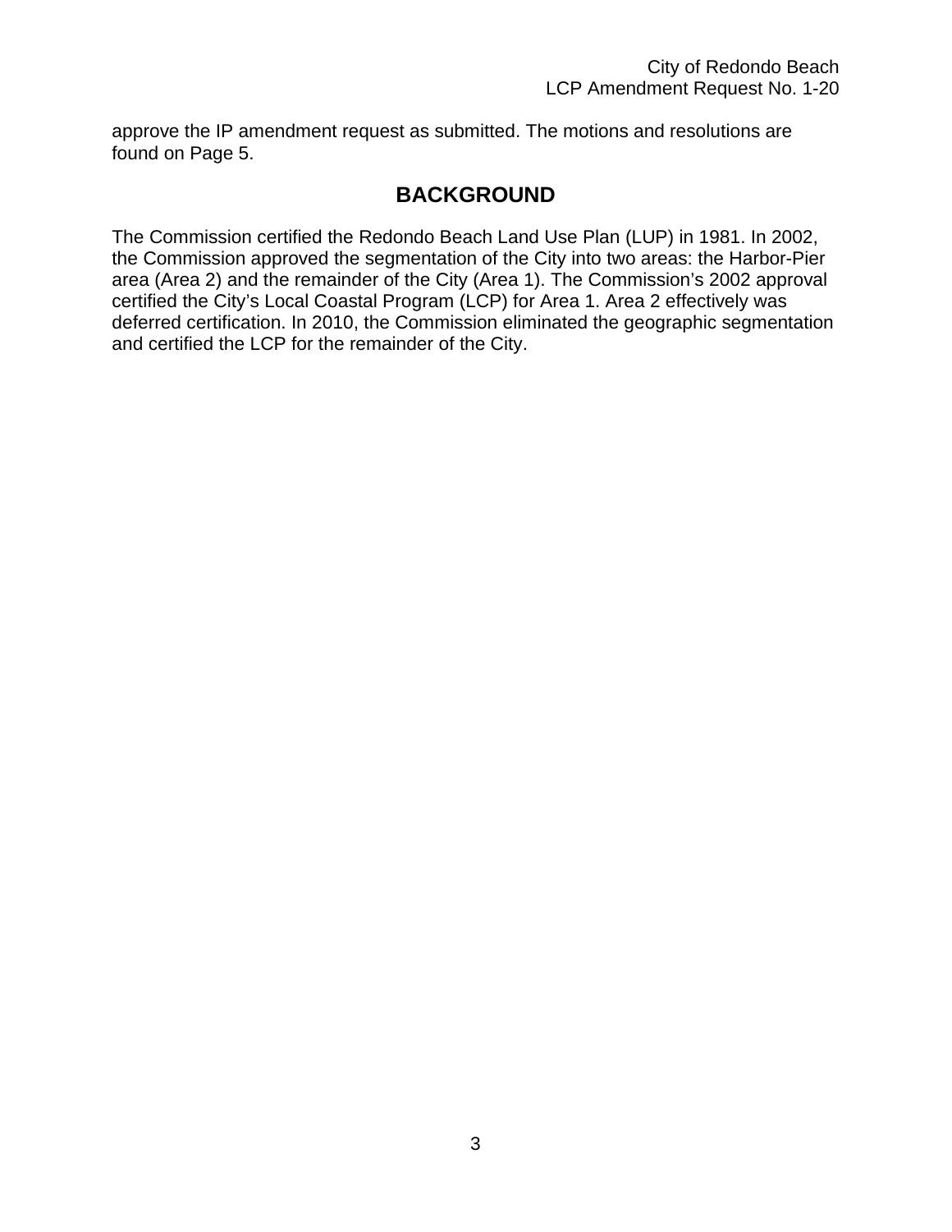approve the IP amendment request as submitted. The motions and resolutions are found on Page 5.

## BACKGROUND

The Commission certified the Redondo Beach Land Use Plan (LUP) in 1981. In 2002, the Commission approved the segmentation of the City into two areas: the Harbor-Pier area (Area 2) and the remainder of the City (Area 1). The Commission's 2002 approval certified the City's Local Coastal Program (LCP) for Area 1. Area 2 effectively was deferred certification. In 2010, the Commission eliminated the geographic segmentation and certified the LCP for the remainder of the City.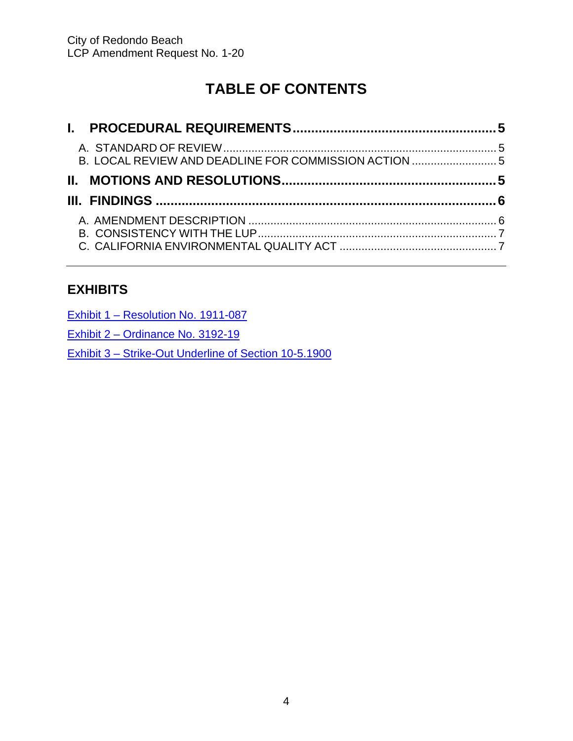# TABLE OF CONTENTS

**I. PROCEDURAL REQUIREMENTS ........................................................ 5**

A. STANDARD OF REVIEW ........................................................................ 5

B. LOCAL REVIEW AND DEADLINE FOR COMMISSION ACTION ........................... 5

**II. MOTIONS AND RESOLUTIONS ........................................................ 5**

**III. FINDINGS ........................................................................................ 6**

A. AMENDMENT DESCRIPTION ................................................................ 6

B. CONSISTENCY WITH THE LUP ............................................................ 7

C. CALIFORNIA ENVIRONMENTAL QUALITY ACT ............................................ 7

---

## EXHIBITS

Exhibit 1 – Resolution No. 1911-087

Exhibit 2 – Ordinance No. 3192-19

Exhibit 3 – Strike-Out Underline of Section 10-5.1900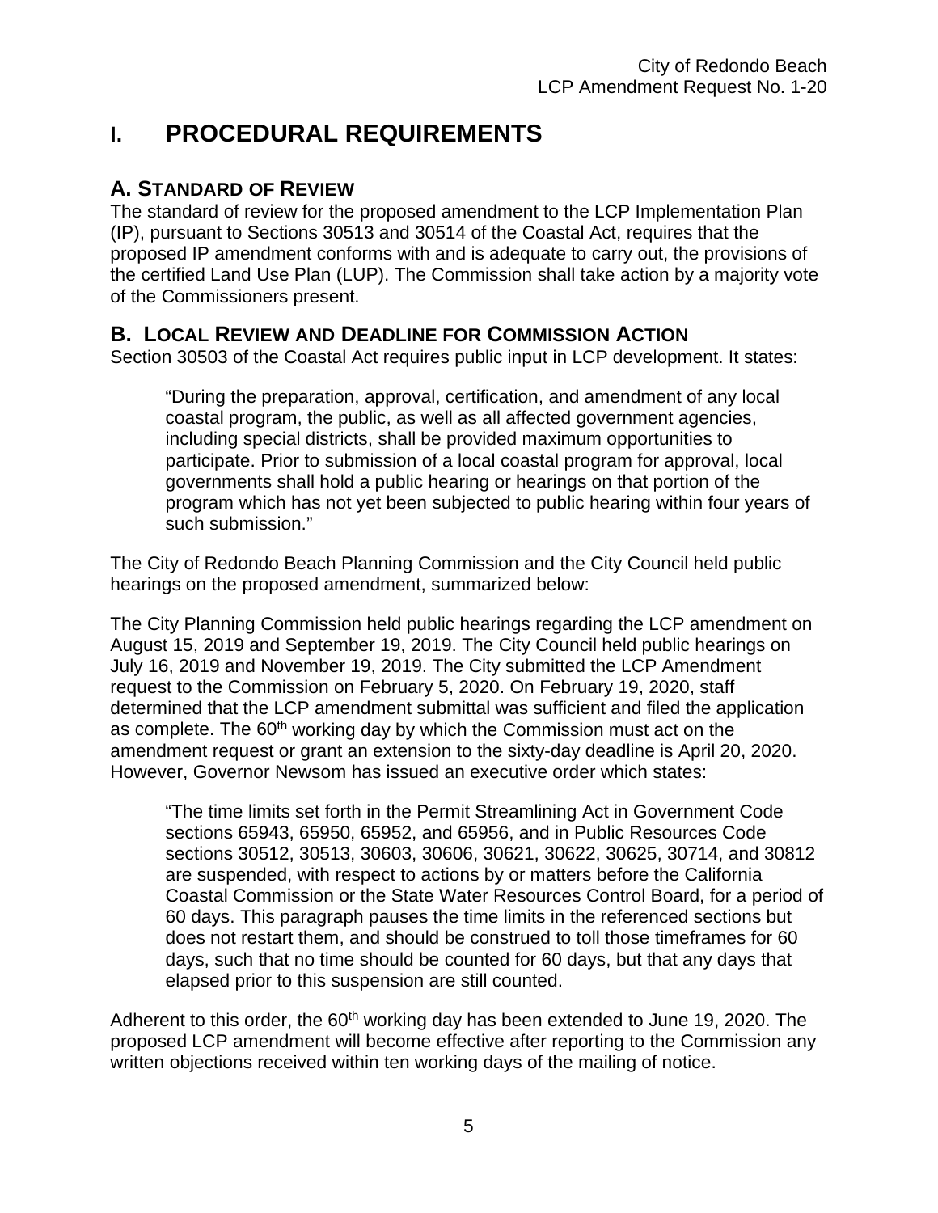# I. PROCEDURAL REQUIREMENTS

## A. STANDARD OF REVIEW

The standard of review for the proposed amendment to the LCP Implementation Plan (IP), pursuant to Sections 30513 and 30514 of the Coastal Act, requires that the proposed IP amendment conforms with and is adequate to carry out, the provisions of the certified Land Use Plan (LUP). The Commission shall take action by a majority vote of the Commissioners present.

## B. LOCAL REVIEW AND DEADLINE FOR COMMISSION ACTION

Section 30503 of the Coastal Act requires public input in LCP development. It states:

> "During the preparation, approval, certification, and amendment of any local coastal program, the public, as well as all affected government agencies, including special districts, shall be provided maximum opportunities to participate. Prior to submission of a local coastal program for approval, local governments shall hold a public hearing or hearings on that portion of the program which has not yet been subjected to public hearing within four years of such submission."

The City of Redondo Beach Planning Commission and the City Council held public hearings on the proposed amendment, summarized below:

The City Planning Commission held public hearings regarding the LCP amendment on August 15, 2019 and September 19, 2019. The City Council held public hearings on July 16, 2019 and November 19, 2019. The City submitted the LCP Amendment request to the Commission on February 5, 2020. On February 19, 2020, staff determined that the LCP amendment submittal was sufficient and filed the application as complete. The 60th working day by which the Commission must act on the amendment request or grant an extension to the sixty-day deadline is April 20, 2020. However, Governor Newsom has issued an executive order which states:

> "The time limits set forth in the Permit Streamlining Act in Government Code sections 65943, 65950, 65952, and 65956, and in Public Resources Code sections 30512, 30513, 30603, 30606, 30621, 30622, 30625, 30714, and 30812 are suspended, with respect to actions by or matters before the California Coastal Commission or the State Water Resources Control Board, for a period of 60 days. This paragraph pauses the time limits in the referenced sections but does not restart them, and should be construed to toll those timeframes for 60 days, such that no time should be counted for 60 days, but that any days that elapsed prior to this suspension are still counted.

Adherent to this order, the 60th working day has been extended to June 19, 2020. The proposed LCP amendment will become effective after reporting to the Commission any written objections received within ten working days of the mailing of notice.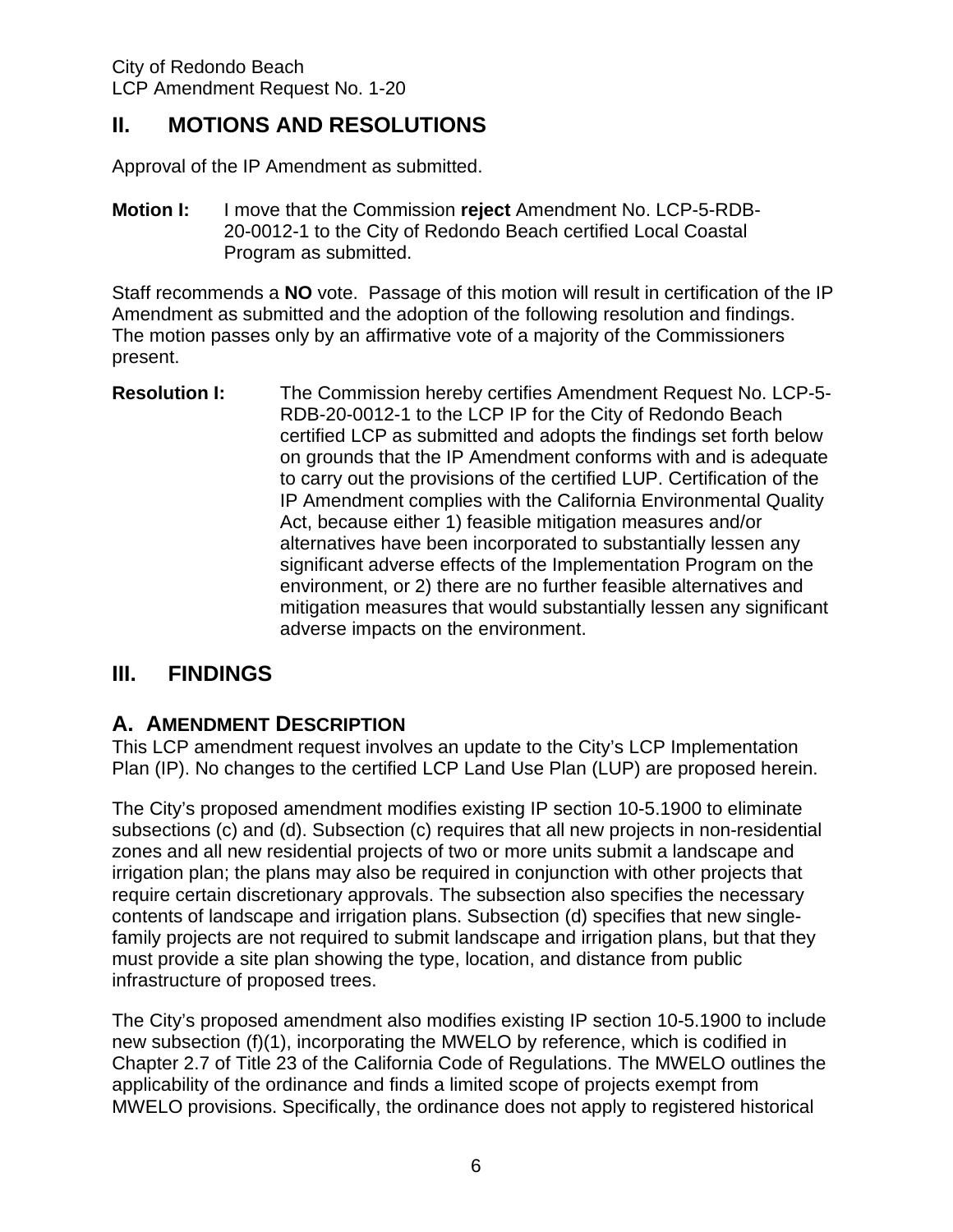## II. MOTIONS AND RESOLUTIONS

Approval of the IP Amendment as submitted.

**Motion I:** I move that the Commission **reject** Amendment No. LCP-5-RDB-20-0012-1 to the City of Redondo Beach certified Local Coastal Program as submitted.

Staff recommends a **NO** vote. Passage of this motion will result in certification of the IP Amendment as submitted and the adoption of the following resolution and findings. The motion passes only by an affirmative vote of a majority of the Commissioners present.

**Resolution I:** The Commission hereby certifies Amendment Request No. LCP-5-RDB-20-0012-1 to the LCP IP for the City of Redondo Beach certified LCP as submitted and adopts the findings set forth below on grounds that the IP Amendment conforms with and is adequate to carry out the provisions of the certified LUP. Certification of the IP Amendment complies with the California Environmental Quality Act, because either 1) feasible mitigation measures and/or alternatives have been incorporated to substantially lessen any significant adverse effects of the Implementation Program on the environment, or 2) there are no further feasible alternatives and mitigation measures that would substantially lessen any significant adverse impacts on the environment.

## III. FINDINGS

### A. AMENDMENT DESCRIPTION

This LCP amendment request involves an update to the City's LCP Implementation Plan (IP). No changes to the certified LCP Land Use Plan (LUP) are proposed herein.

The City's proposed amendment modifies existing IP section 10-5.1900 to eliminate subsections (c) and (d). Subsection (c) requires that all new projects in non-residential zones and all new residential projects of two or more units submit a landscape and irrigation plan; the plans may also be required in conjunction with other projects that require certain discretionary approvals. The subsection also specifies the necessary contents of landscape and irrigation plans. Subsection (d) specifies that new single-family projects are not required to submit landscape and irrigation plans, but that they must provide a site plan showing the type, location, and distance from public infrastructure of proposed trees.

The City's proposed amendment also modifies existing IP section 10-5.1900 to include new subsection (f)(1), incorporating the MWELO by reference, which is codified in Chapter 2.7 of Title 23 of the California Code of Regulations. The MWELO outlines the applicability of the ordinance and finds a limited scope of projects exempt from MWELO provisions. Specifically, the ordinance does not apply to registered historical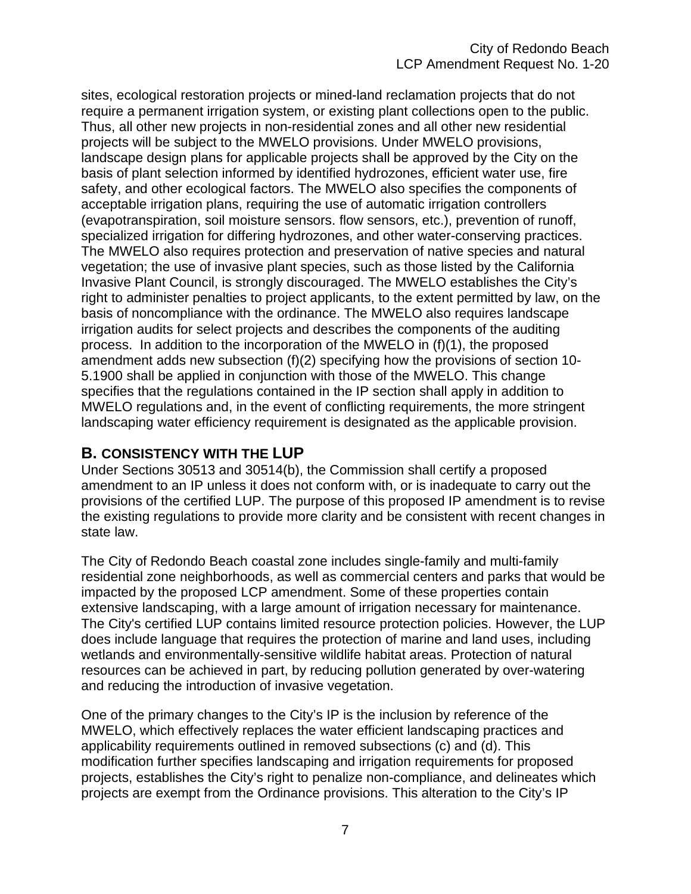sites, ecological restoration projects or mined-land reclamation projects that do not require a permanent irrigation system, or existing plant collections open to the public. Thus, all other new projects in non-residential zones and all other new residential projects will be subject to the MWELO provisions. Under MWELO provisions, landscape design plans for applicable projects shall be approved by the City on the basis of plant selection informed by identified hydrozones, efficient water use, fire safety, and other ecological factors. The MWELO also specifies the components of acceptable irrigation plans, requiring the use of automatic irrigation controllers (evapotranspiration, soil moisture sensors. flow sensors, etc.), prevention of runoff, specialized irrigation for differing hydrozones, and other water-conserving practices. The MWELO also requires protection and preservation of native species and natural vegetation; the use of invasive plant species, such as those listed by the California Invasive Plant Council, is strongly discouraged. The MWELO establishes the City's right to administer penalties to project applicants, to the extent permitted by law, on the basis of noncompliance with the ordinance. The MWELO also requires landscape irrigation audits for select projects and describes the components of the auditing process. In addition to the incorporation of the MWELO in (f)(1), the proposed amendment adds new subsection (f)(2) specifying how the provisions of section 10-5.1900 shall be applied in conjunction with those of the MWELO. This change specifies that the regulations contained in the IP section shall apply in addition to MWELO regulations and, in the event of conflicting requirements, the more stringent landscaping water efficiency requirement is designated as the applicable provision.

## B. CONSISTENCY WITH THE LUP

Under Sections 30513 and 30514(b), the Commission shall certify a proposed amendment to an IP unless it does not conform with, or is inadequate to carry out the provisions of the certified LUP. The purpose of this proposed IP amendment is to revise the existing regulations to provide more clarity and be consistent with recent changes in state law.

The City of Redondo Beach coastal zone includes single-family and multi-family residential zone neighborhoods, as well as commercial centers and parks that would be impacted by the proposed LCP amendment. Some of these properties contain extensive landscaping, with a large amount of irrigation necessary for maintenance. The City's certified LUP contains limited resource protection policies. However, the LUP does include language that requires the protection of marine and land uses, including wetlands and environmentally-sensitive wildlife habitat areas. Protection of natural resources can be achieved in part, by reducing pollution generated by over-watering and reducing the introduction of invasive vegetation.

One of the primary changes to the City's IP is the inclusion by reference of the MWELO, which effectively replaces the water efficient landscaping practices and applicability requirements outlined in removed subsections (c) and (d). This modification further specifies landscaping and irrigation requirements for proposed projects, establishes the City's right to penalize non-compliance, and delineates which projects are exempt from the Ordinance provisions. This alteration to the City's IP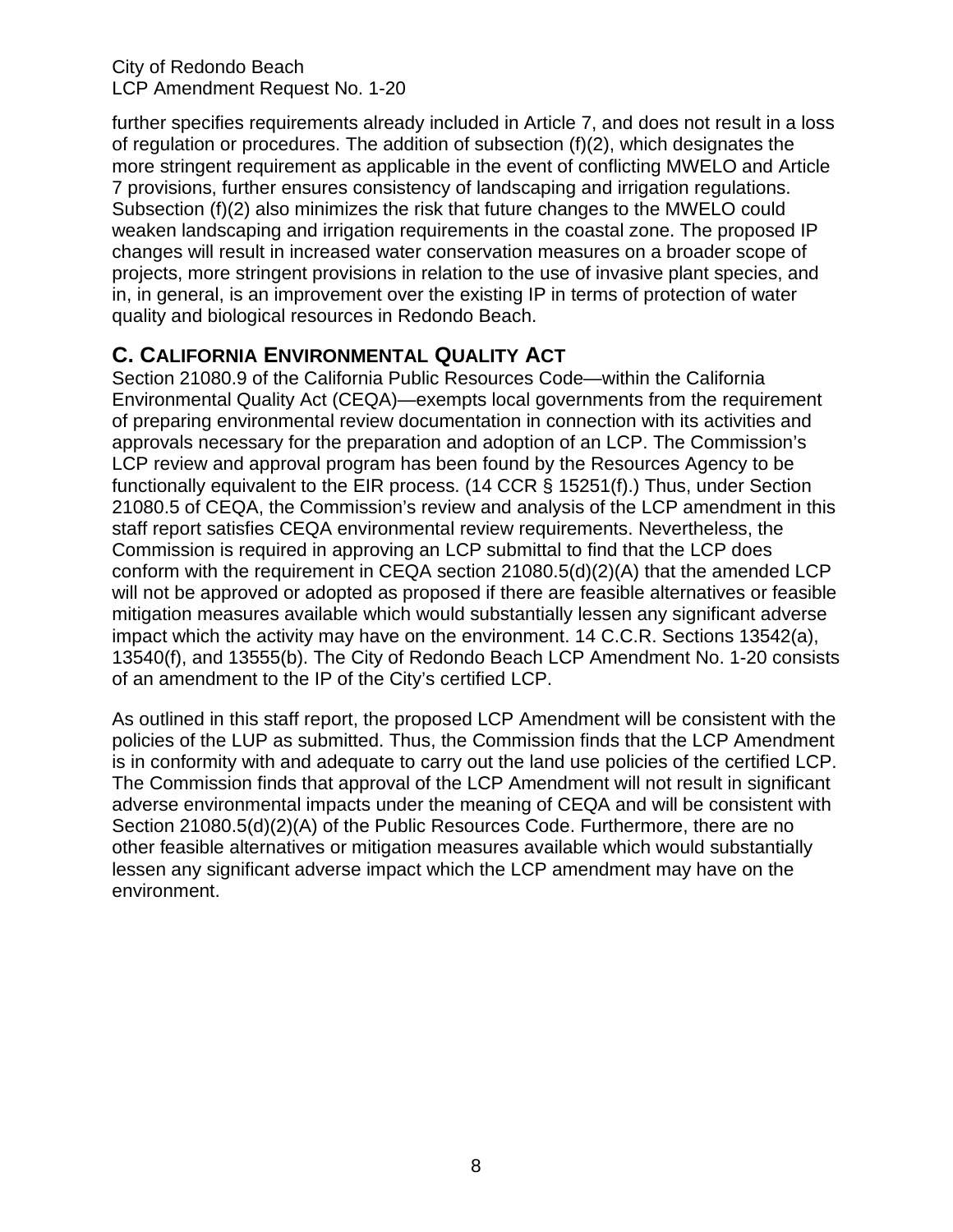further specifies requirements already included in Article 7, and does not result in a loss of regulation or procedures. The addition of subsection (f)(2), which designates the more stringent requirement as applicable in the event of conflicting MWELO and Article 7 provisions, further ensures consistency of landscaping and irrigation regulations. Subsection (f)(2) also minimizes the risk that future changes to the MWELO could weaken landscaping and irrigation requirements in the coastal zone. The proposed IP changes will result in increased water conservation measures on a broader scope of projects, more stringent provisions in relation to the use of invasive plant species, and in, in general, is an improvement over the existing IP in terms of protection of water quality and biological resources in Redondo Beach.

## C. CALIFORNIA ENVIRONMENTAL QUALITY ACT

Section 21080.9 of the California Public Resources Code—within the California Environmental Quality Act (CEQA)—exempts local governments from the requirement of preparing environmental review documentation in connection with its activities and approvals necessary for the preparation and adoption of an LCP. The Commission's LCP review and approval program has been found by the Resources Agency to be functionally equivalent to the EIR process. (14 CCR § 15251(f).) Thus, under Section 21080.5 of CEQA, the Commission's review and analysis of the LCP amendment in this staff report satisfies CEQA environmental review requirements. Nevertheless, the Commission is required in approving an LCP submittal to find that the LCP does conform with the requirement in CEQA section 21080.5(d)(2)(A) that the amended LCP will not be approved or adopted as proposed if there are feasible alternatives or feasible mitigation measures available which would substantially lessen any significant adverse impact which the activity may have on the environment. 14 C.C.R. Sections 13542(a), 13540(f), and 13555(b). The City of Redondo Beach LCP Amendment No. 1-20 consists of an amendment to the IP of the City's certified LCP.

As outlined in this staff report, the proposed LCP Amendment will be consistent with the policies of the LUP as submitted. Thus, the Commission finds that the LCP Amendment is in conformity with and adequate to carry out the land use policies of the certified LCP. The Commission finds that approval of the LCP Amendment will not result in significant adverse environmental impacts under the meaning of CEQA and will be consistent with Section 21080.5(d)(2)(A) of the Public Resources Code. Furthermore, there are no other feasible alternatives or mitigation measures available which would substantially lessen any significant adverse impact which the LCP amendment may have on the environment.